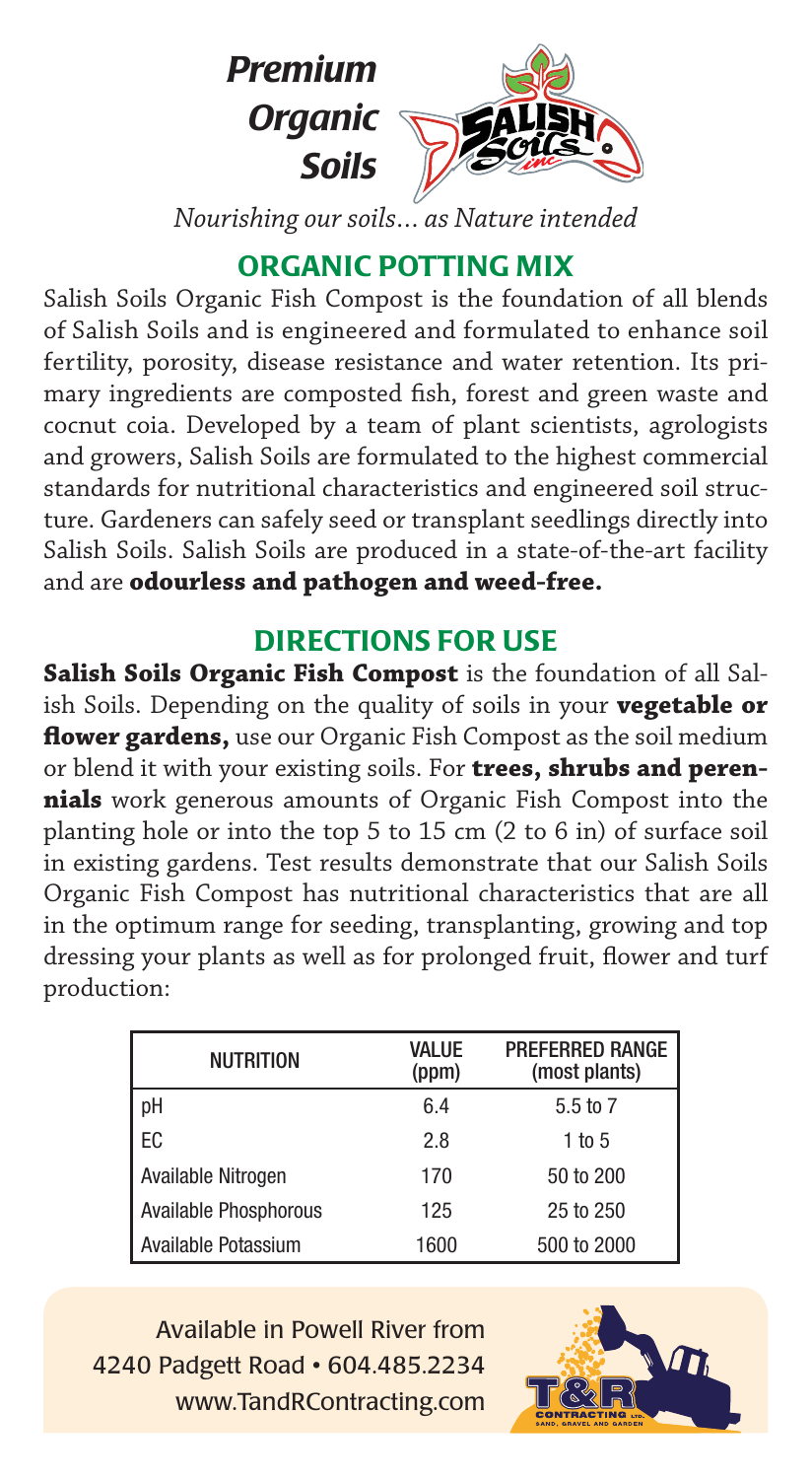*Premium Organic Soils*

*Nourishing our soils… as Nature intended*

## ORGANIC POTTING MIX

Salish Soils Organic Fish Compost is the foundation of all blends of Salish Soils and is engineered and formulated to enhance soil fertility, porosity, disease resistance and water retention. Its primary ingredients are composted fish, forest and green waste and cocnut coia. Developed by a team of plant scientists, agrologists and growers, Salish Soils are formulated to the highest commercial standards for nutritional characteristics and engineered soil structure. Gardeners can safely seed or transplant seedlings directly into Salish Soils. Salish Soils are produced in a state-of-the-art facility and are **odourless and pathogen and weed-free.**

## DIRECTIONS FOR USE

**Salish Soils Organic Fish Compost** is the foundation of all Salish Soils. Depending on the quality of soils in your **vegetable or flower gardens,** use our Organic Fish Compost as the soil medium or blend it with your existing soils. For **trees, shrubs and perennials** work generous amounts of Organic Fish Compost into the planting hole or into the top 5 to 15 cm (2 to 6 in) of surface soil in existing gardens. Test results demonstrate that our Salish Soils Organic Fish Compost has nutritional characteristics that are all in the optimum range for seeding, transplanting, growing and top dressing your plants as well as for prolonged fruit, flower and turf production:

| NUTRITION | VALUE (ppm) | PREFERRED RANGE (most plants) |
|---|---|---|
| pH | 6.4 | 5.5 to 7 |
| EC | 2.8 | 1 to 5 |
| Available Nitrogen | 170 | 50 to 200 |
| Available Phosphorous | 125 | 25 to 250 |
| Available Potassium | 1600 | 500 to 2000 |

Available in Powell River from
4240 Padgett Road • 604.485.2234
www.TandRContracting.com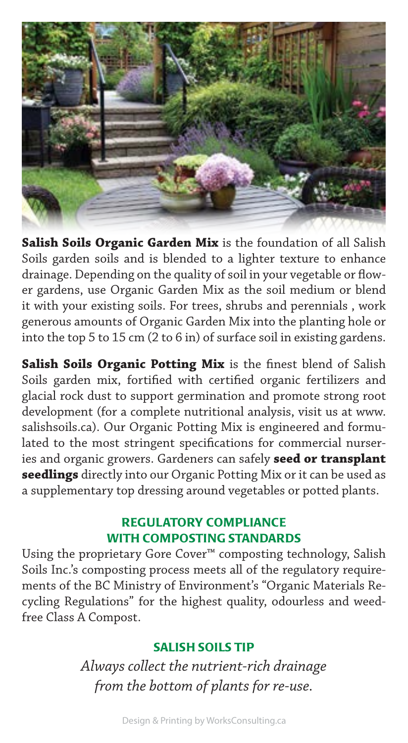**Salish Soils Organic Garden Mix** is the foundation of all Salish Soils garden soils and is blended to a lighter texture to enhance drainage. Depending on the quality of soil in your vegetable or flower gardens, use Organic Garden Mix as the soil medium or blend it with your existing soils. For trees, shrubs and perennials , work generous amounts of Organic Garden Mix into the planting hole or into the top 5 to 15 cm (2 to 6 in) of surface soil in existing gardens.

**Salish Soils Organic Potting Mix** is the finest blend of Salish Soils garden mix, fortified with certified organic fertilizers and glacial rock dust to support germination and promote strong root development (for a complete nutritional analysis, visit us at www.salishsoils.ca). Our Organic Potting Mix is engineered and formulated to the most stringent specifications for commercial nurseries and organic growers. Gardeners can safely **seed or transplant seedlings** directly into our Organic Potting Mix or it can be used as a supplementary top dressing around vegetables or potted plants.

## REGULATORY COMPLIANCE WITH COMPOSTING STANDARDS

Using the proprietary Gore Cover™ composting technology, Salish Soils Inc.'s composting process meets all of the regulatory requirements of the BC Ministry of Environment's "Organic Materials Recycling Regulations" for the highest quality, odourless and weed-free Class A Compost.

## SALISH SOILS TIP

*Always collect the nutrient-rich drainage from the bottom of plants for re-use.*

Design & Printing by WorksConsulting.ca